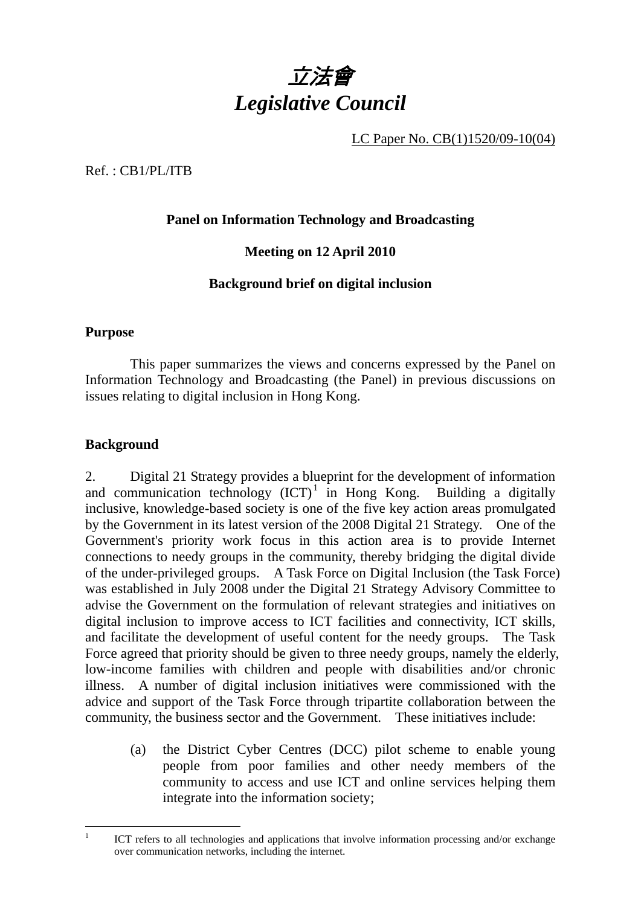# *立法會*
# *Legislative Council*

LC Paper No. CB(1)1520/09-10(04)

Ref. : CB1/PL/ITB

**Panel on Information Technology and Broadcasting**

**Meeting on 12 April 2010**

**Background brief on digital inclusion**

**Purpose**

This paper summarizes the views and concerns expressed by the Panel on Information Technology and Broadcasting (the Panel) in previous discussions on issues relating to digital inclusion in Hong Kong.

**Background**

2. Digital 21 Strategy provides a blueprint for the development of information and communication technology (ICT)[1] in Hong Kong. Building a digitally inclusive, knowledge-based society is one of the five key action areas promulgated by the Government in its latest version of the 2008 Digital 21 Strategy. One of the Government's priority work focus in this action area is to provide Internet connections to needy groups in the community, thereby bridging the digital divide of the under-privileged groups. A Task Force on Digital Inclusion (the Task Force) was established in July 2008 under the Digital 21 Strategy Advisory Committee to advise the Government on the formulation of relevant strategies and initiatives on digital inclusion to improve access to ICT facilities and connectivity, ICT skills, and facilitate the development of useful content for the needy groups. The Task Force agreed that priority should be given to three needy groups, namely the elderly, low-income families with children and people with disabilities and/or chronic illness. A number of digital inclusion initiatives were commissioned with the advice and support of the Task Force through tripartite collaboration between the community, the business sector and the Government. These initiatives include:

(a) the District Cyber Centres (DCC) pilot scheme to enable young people from poor families and other needy members of the community to access and use ICT and online services helping them integrate into the information society;

---

[1] ICT refers to all technologies and applications that involve information processing and/or exchange over communication networks, including the internet.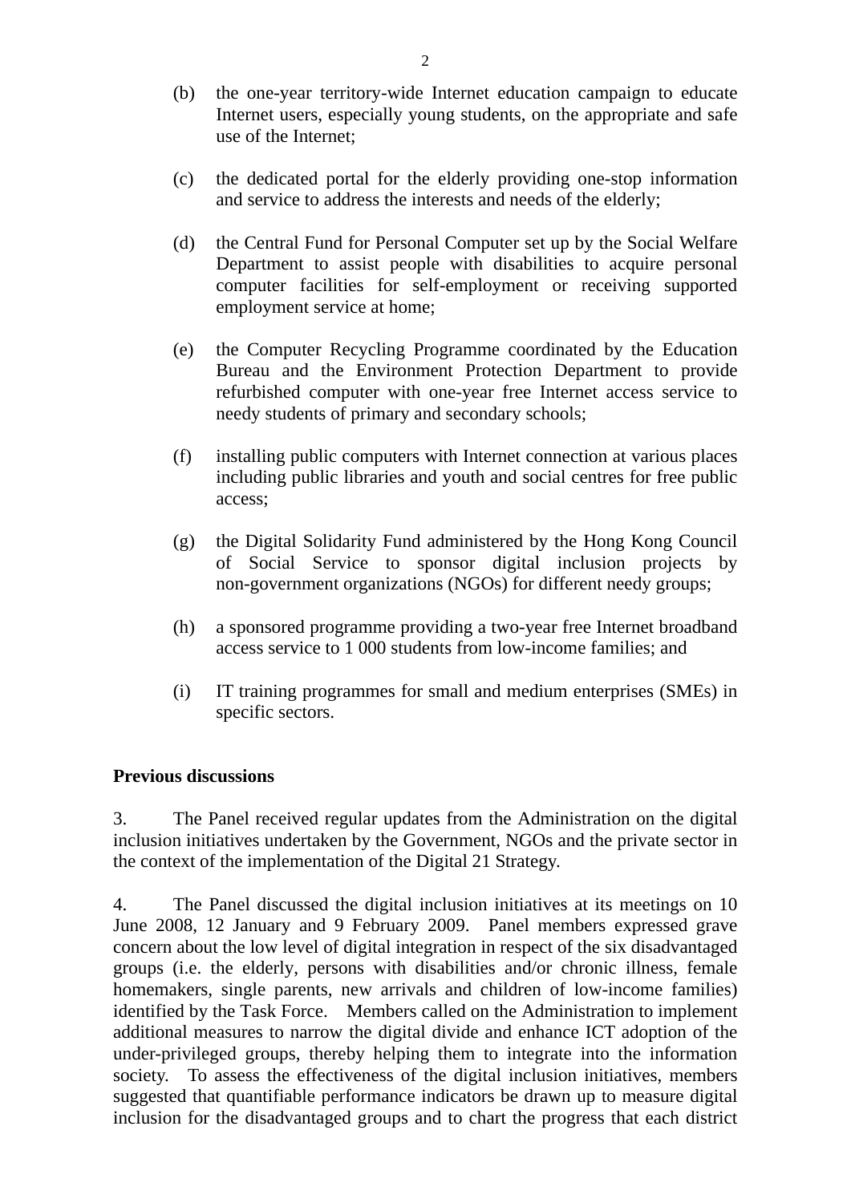(b) the one-year territory-wide Internet education campaign to educate Internet users, especially young students, on the appropriate and safe use of the Internet;

(c) the dedicated portal for the elderly providing one-stop information and service to address the interests and needs of the elderly;

(d) the Central Fund for Personal Computer set up by the Social Welfare Department to assist people with disabilities to acquire personal computer facilities for self-employment or receiving supported employment service at home;

(e) the Computer Recycling Programme coordinated by the Education Bureau and the Environment Protection Department to provide refurbished computer with one-year free Internet access service to needy students of primary and secondary schools;

(f) installing public computers with Internet connection at various places including public libraries and youth and social centres for free public access;

(g) the Digital Solidarity Fund administered by the Hong Kong Council of Social Service to sponsor digital inclusion projects by non-government organizations (NGOs) for different needy groups;

(h) a sponsored programme providing a two-year free Internet broadband access service to 1 000 students from low-income families; and

(i) IT training programmes for small and medium enterprises (SMEs) in specific sectors.

**Previous discussions**

3. The Panel received regular updates from the Administration on the digital inclusion initiatives undertaken by the Government, NGOs and the private sector in the context of the implementation of the Digital 21 Strategy.

4. The Panel discussed the digital inclusion initiatives at its meetings on 10 June 2008, 12 January and 9 February 2009. Panel members expressed grave concern about the low level of digital integration in respect of the six disadvantaged groups (i.e. the elderly, persons with disabilities and/or chronic illness, female homemakers, single parents, new arrivals and children of low-income families) identified by the Task Force. Members called on the Administration to implement additional measures to narrow the digital divide and enhance ICT adoption of the under-privileged groups, thereby helping them to integrate into the information society. To assess the effectiveness of the digital inclusion initiatives, members suggested that quantifiable performance indicators be drawn up to measure digital inclusion for the disadvantaged groups and to chart the progress that each district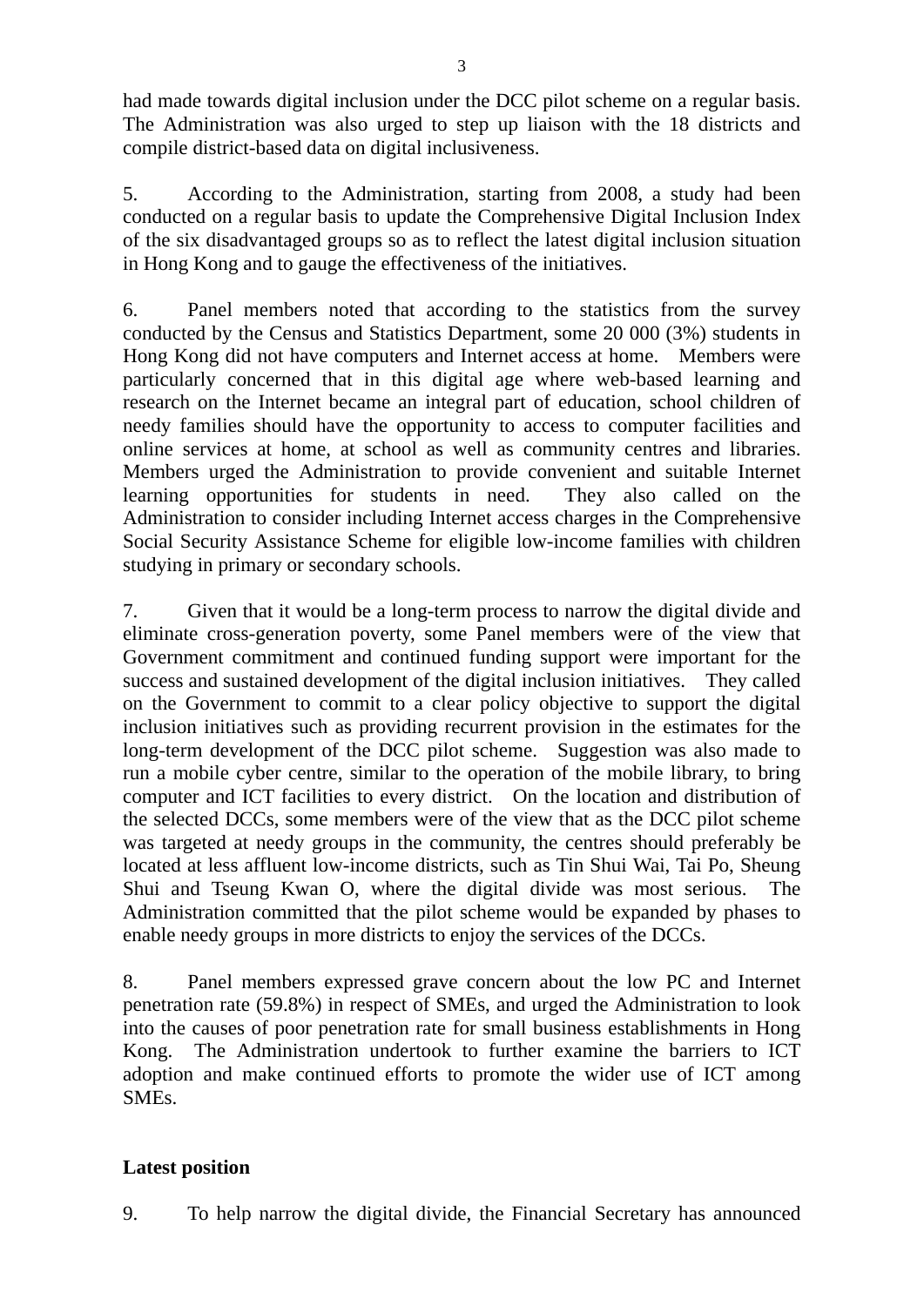had made towards digital inclusion under the DCC pilot scheme on a regular basis. The Administration was also urged to step up liaison with the 18 districts and compile district-based data on digital inclusiveness.

5. According to the Administration, starting from 2008, a study had been conducted on a regular basis to update the Comprehensive Digital Inclusion Index of the six disadvantaged groups so as to reflect the latest digital inclusion situation in Hong Kong and to gauge the effectiveness of the initiatives.

6. Panel members noted that according to the statistics from the survey conducted by the Census and Statistics Department, some 20 000 (3%) students in Hong Kong did not have computers and Internet access at home. Members were particularly concerned that in this digital age where web-based learning and research on the Internet became an integral part of education, school children of needy families should have the opportunity to access to computer facilities and online services at home, at school as well as community centres and libraries. Members urged the Administration to provide convenient and suitable Internet learning opportunities for students in need. They also called on the Administration to consider including Internet access charges in the Comprehensive Social Security Assistance Scheme for eligible low-income families with children studying in primary or secondary schools.

7. Given that it would be a long-term process to narrow the digital divide and eliminate cross-generation poverty, some Panel members were of the view that Government commitment and continued funding support were important for the success and sustained development of the digital inclusion initiatives. They called on the Government to commit to a clear policy objective to support the digital inclusion initiatives such as providing recurrent provision in the estimates for the long-term development of the DCC pilot scheme. Suggestion was also made to run a mobile cyber centre, similar to the operation of the mobile library, to bring computer and ICT facilities to every district. On the location and distribution of the selected DCCs, some members were of the view that as the DCC pilot scheme was targeted at needy groups in the community, the centres should preferably be located at less affluent low-income districts, such as Tin Shui Wai, Tai Po, Sheung Shui and Tseung Kwan O, where the digital divide was most serious. The Administration committed that the pilot scheme would be expanded by phases to enable needy groups in more districts to enjoy the services of the DCCs.

8. Panel members expressed grave concern about the low PC and Internet penetration rate (59.8%) in respect of SMEs, and urged the Administration to look into the causes of poor penetration rate for small business establishments in Hong Kong. The Administration undertook to further examine the barriers to ICT adoption and make continued efforts to promote the wider use of ICT among SMEs.

**Latest position**

9. To help narrow the digital divide, the Financial Secretary has announced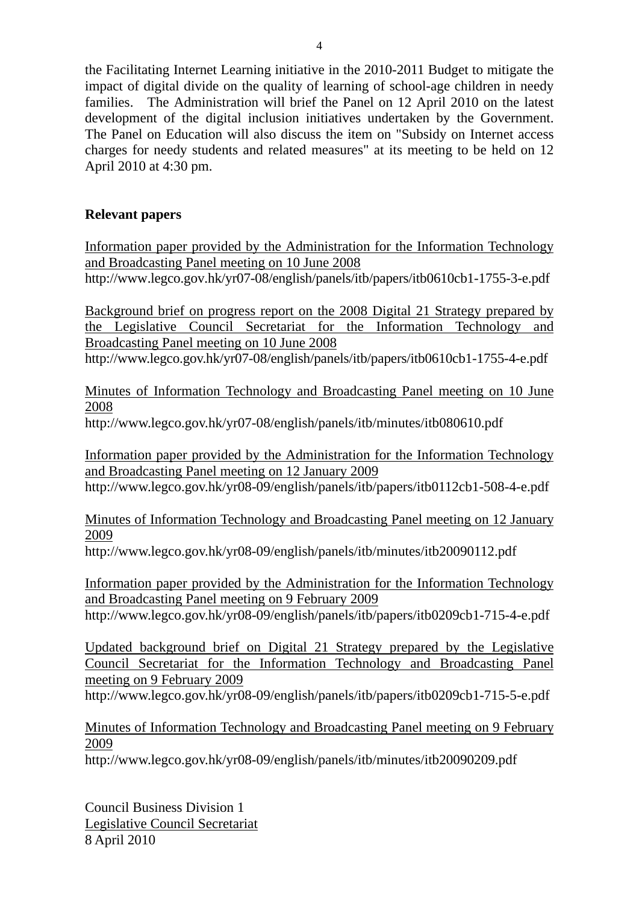the Facilitating Internet Learning initiative in the 2010-2011 Budget to mitigate the impact of digital divide on the quality of learning of school-age children in needy families. The Administration will brief the Panel on 12 April 2010 on the latest development of the digital inclusion initiatives undertaken by the Government. The Panel on Education will also discuss the item on "Subsidy on Internet access charges for needy students and related measures" at its meeting to be held on 12 April 2010 at 4:30 pm.

**Relevant papers**

Information paper provided by the Administration for the Information Technology and Broadcasting Panel meeting on 10 June 2008
http://www.legco.gov.hk/yr07-08/english/panels/itb/papers/itb0610cb1-1755-3-e.pdf

Background brief on progress report on the 2008 Digital 21 Strategy prepared by the Legislative Council Secretariat for the Information Technology and Broadcasting Panel meeting on 10 June 2008
http://www.legco.gov.hk/yr07-08/english/panels/itb/papers/itb0610cb1-1755-4-e.pdf

Minutes of Information Technology and Broadcasting Panel meeting on 10 June 2008
http://www.legco.gov.hk/yr07-08/english/panels/itb/minutes/itb080610.pdf

Information paper provided by the Administration for the Information Technology and Broadcasting Panel meeting on 12 January 2009
http://www.legco.gov.hk/yr08-09/english/panels/itb/papers/itb0112cb1-508-4-e.pdf

Minutes of Information Technology and Broadcasting Panel meeting on 12 January 2009
http://www.legco.gov.hk/yr08-09/english/panels/itb/minutes/itb20090112.pdf

Information paper provided by the Administration for the Information Technology and Broadcasting Panel meeting on 9 February 2009
http://www.legco.gov.hk/yr08-09/english/panels/itb/papers/itb0209cb1-715-4-e.pdf

Updated background brief on Digital 21 Strategy prepared by the Legislative Council Secretariat for the Information Technology and Broadcasting Panel meeting on 9 February 2009
http://www.legco.gov.hk/yr08-09/english/panels/itb/papers/itb0209cb1-715-5-e.pdf

Minutes of Information Technology and Broadcasting Panel meeting on 9 February 2009
http://www.legco.gov.hk/yr08-09/english/panels/itb/minutes/itb20090209.pdf

Council Business Division 1
Legislative Council Secretariat
8 April 2010